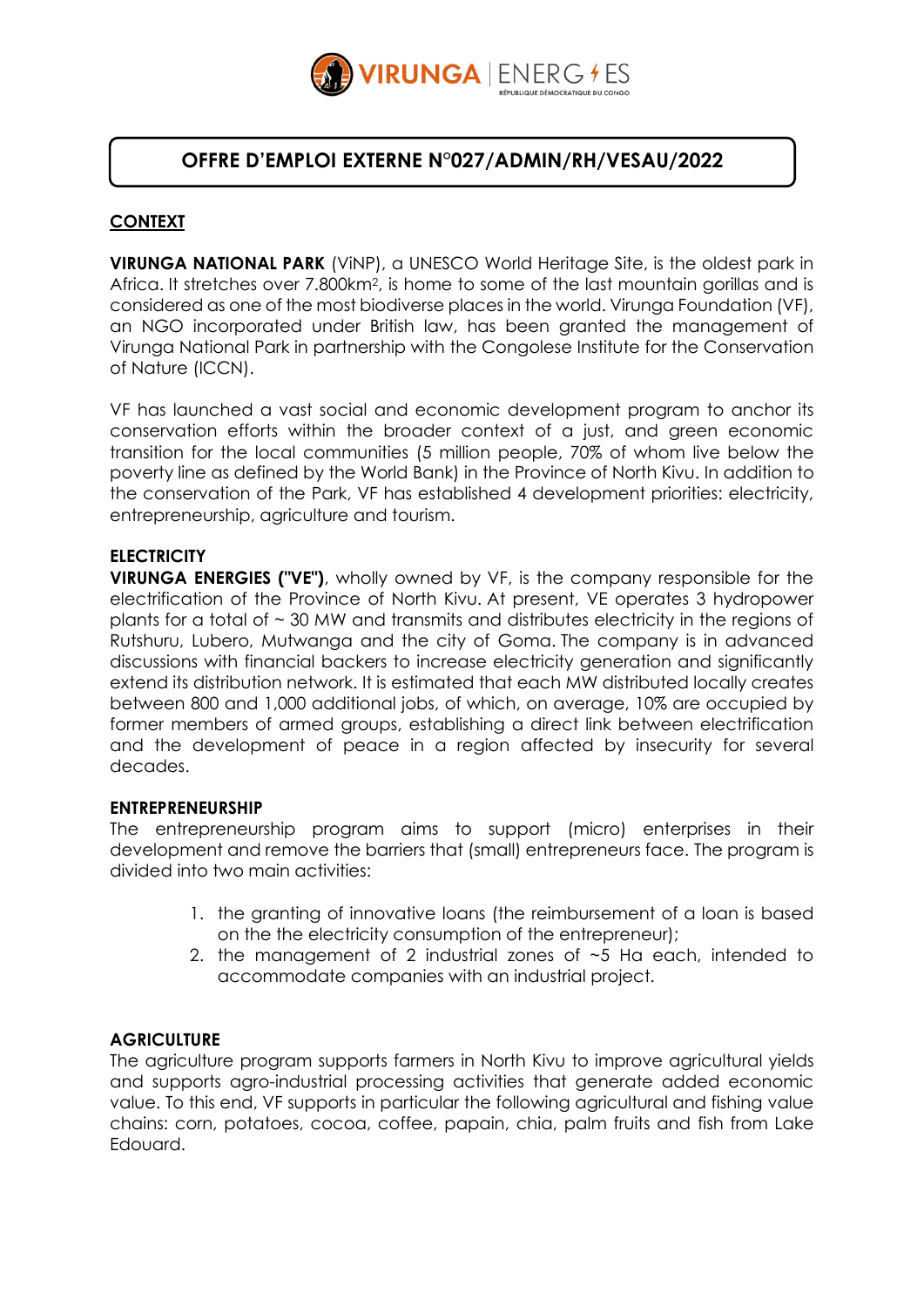# OFFRE D'EMPLOI EXTERNE N°027/ADMIN/RH/VESAU/2022

## CONTEXT

**VIRUNGA NATIONAL PARK** (ViNP), a UNESCO World Heritage Site, is the oldest park in Africa. It stretches over 7.800km$^2$, is home to some of the last mountain gorillas and is considered as one of the most biodiverse places in the world. Virunga Foundation (VF), an NGO incorporated under British law, has been granted the management of Virunga National Park in partnership with the Congolese Institute for the Conservation of Nature (ICCN).

VF has launched a vast social and economic development program to anchor its conservation efforts within the broader context of a just, and green economic transition for the local communities (5 million people, 70% of whom live below the poverty line as defined by the World Bank) in the Province of North Kivu. In addition to the conservation of the Park, VF has established 4 development priorities: electricity, entrepreneurship, agriculture and tourism.

### ELECTRICITY

**VIRUNGA ENERGIES ("VE")**, wholly owned by VF, is the company responsible for the electrification of the Province of North Kivu. At present, VE operates 3 hydropower plants for a total of ~ 30 MW and transmits and distributes electricity in the regions of Rutshuru, Lubero, Mutwanga and the city of Goma. The company is in advanced discussions with financial backers to increase electricity generation and significantly extend its distribution network. It is estimated that each MW distributed locally creates between 800 and 1,000 additional jobs, of which, on average, 10% are occupied by former members of armed groups, establishing a direct link between electrification and the development of peace in a region affected by insecurity for several decades.

### ENTREPRENEURSHIP

The entrepreneurship program aims to support (micro) enterprises in their development and remove the barriers that (small) entrepreneurs face. The program is divided into two main activities:

1. the granting of innovative loans (the reimbursement of a loan is based on the the electricity consumption of the entrepreneur);
2. the management of 2 industrial zones of ~5 Ha each, intended to accommodate companies with an industrial project.

### AGRICULTURE

The agriculture program supports farmers in North Kivu to improve agricultural yields and supports agro-industrial processing activities that generate added economic value. To this end, VF supports in particular the following agricultural and fishing value chains: corn, potatoes, cocoa, coffee, papain, chia, palm fruits and fish from Lake Edouard.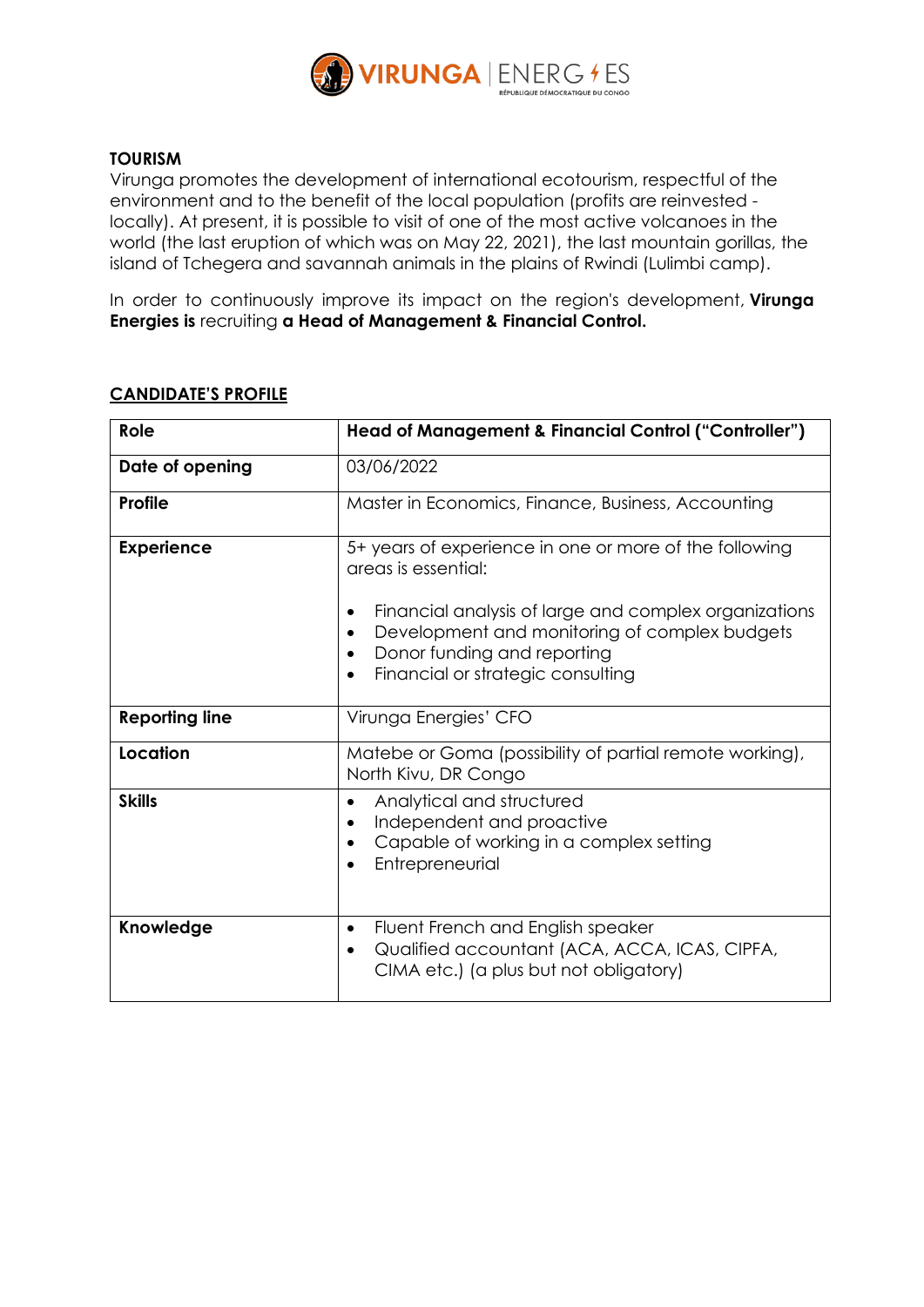**TOURISM**
Virunga promotes the development of international ecotourism, respectful of the environment and to the benefit of the local population (profits are reinvested - locally). At present, it is possible to visit of one of the most active volcanoes in the world (the last eruption of which was on May 22, 2021), the last mountain gorillas, the island of Tchegera and savannah animals in the plains of Rwindi (Lulimbi camp).

In order to continuously improve its impact on the region's development, **Virunga Energies is** recruiting **a Head of Management & Financial Control.**

## CANDIDATE'S PROFILE

| **Role** | **Head of Management & Financial Control ("Controller")** |
|---|---|
| **Date of opening** | 03/06/2022 |
| **Profile** | Master in Economics, Finance, Business, Accounting |
| **Experience** | 5+ years of experience in one or more of the following areas is essential:<br>• Financial analysis of large and complex organizations<br>• Development and monitoring of complex budgets<br>• Donor funding and reporting<br>• Financial or strategic consulting |
| **Reporting line** | Virunga Energies' CFO |
| **Location** | Matebe or Goma (possibility of partial remote working), North Kivu, DR Congo |
| **Skills** | • Analytical and structured<br>• Independent and proactive<br>• Capable of working in a complex setting<br>• Entrepreneurial |
| **Knowledge** | • Fluent French and English speaker<br>• Qualified accountant (ACA, ACCA, ICAS, CIPFA, CIMA etc.) (a plus but not obligatory) |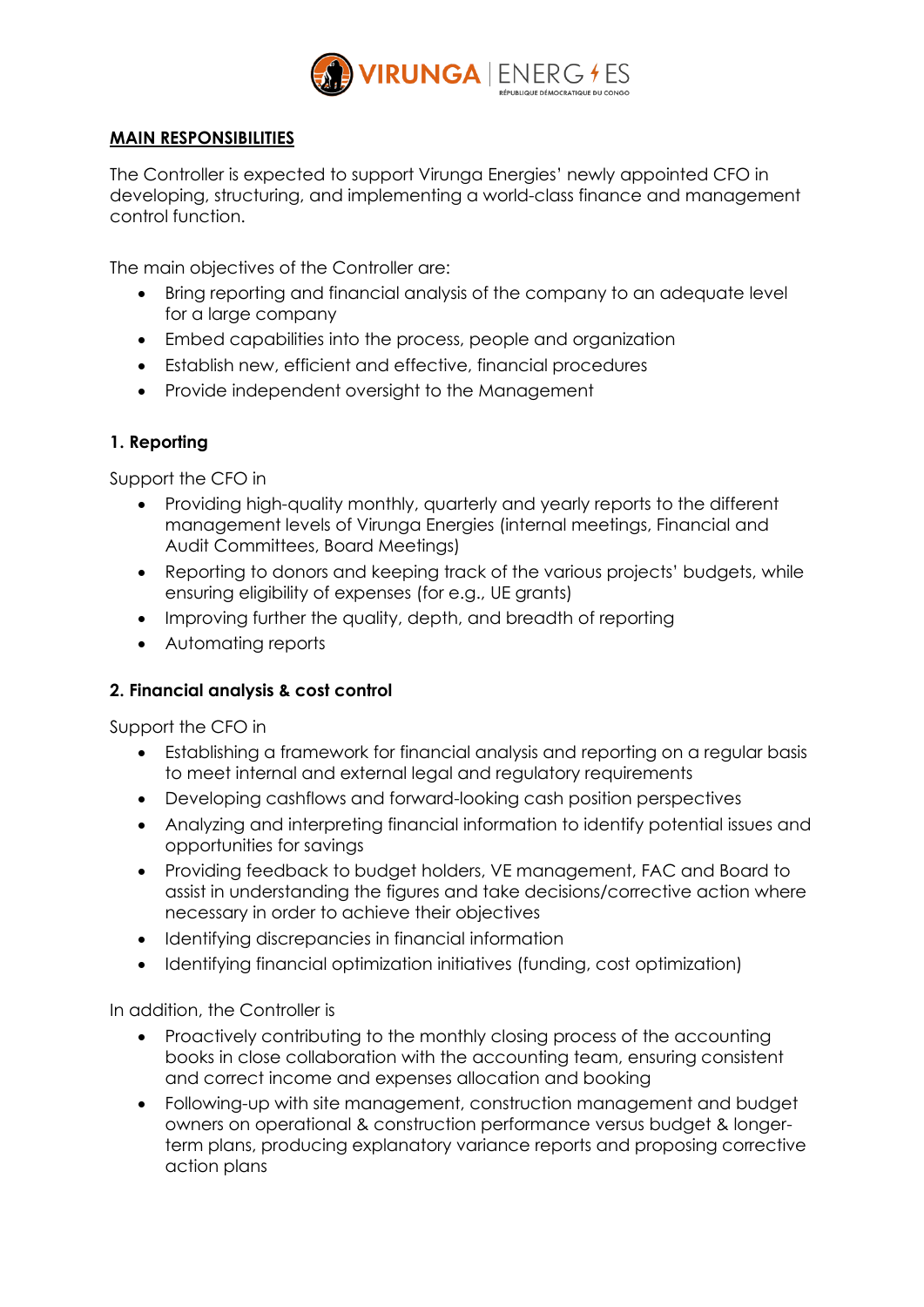**MAIN RESPONSIBILITIES**

The Controller is expected to support Virunga Energies' newly appointed CFO in developing, structuring, and implementing a world-class finance and management control function.

The main objectives of the Controller are:

- Bring reporting and financial analysis of the company to an adequate level for a large company
- Embed capabilities into the process, people and organization
- Establish new, efficient and effective, financial procedures
- Provide independent oversight to the Management

**1. Reporting**

Support the CFO in

- Providing high-quality monthly, quarterly and yearly reports to the different management levels of Virunga Energies (internal meetings, Financial and Audit Committees, Board Meetings)
- Reporting to donors and keeping track of the various projects' budgets, while ensuring eligibility of expenses (for e.g., UE grants)
- Improving further the quality, depth, and breadth of reporting
- Automating reports

**2. Financial analysis & cost control**

Support the CFO in

- Establishing a framework for financial analysis and reporting on a regular basis to meet internal and external legal and regulatory requirements
- Developing cashflows and forward-looking cash position perspectives
- Analyzing and interpreting financial information to identify potential issues and opportunities for savings
- Providing feedback to budget holders, VE management, FAC and Board to assist in understanding the figures and take decisions/corrective action where necessary in order to achieve their objectives
- Identifying discrepancies in financial information
- Identifying financial optimization initiatives (funding, cost optimization)

In addition, the Controller is

- Proactively contributing to the monthly closing process of the accounting books in close collaboration with the accounting team, ensuring consistent and correct income and expenses allocation and booking
- Following-up with site management, construction management and budget owners on operational & construction performance versus budget & longer-term plans, producing explanatory variance reports and proposing corrective action plans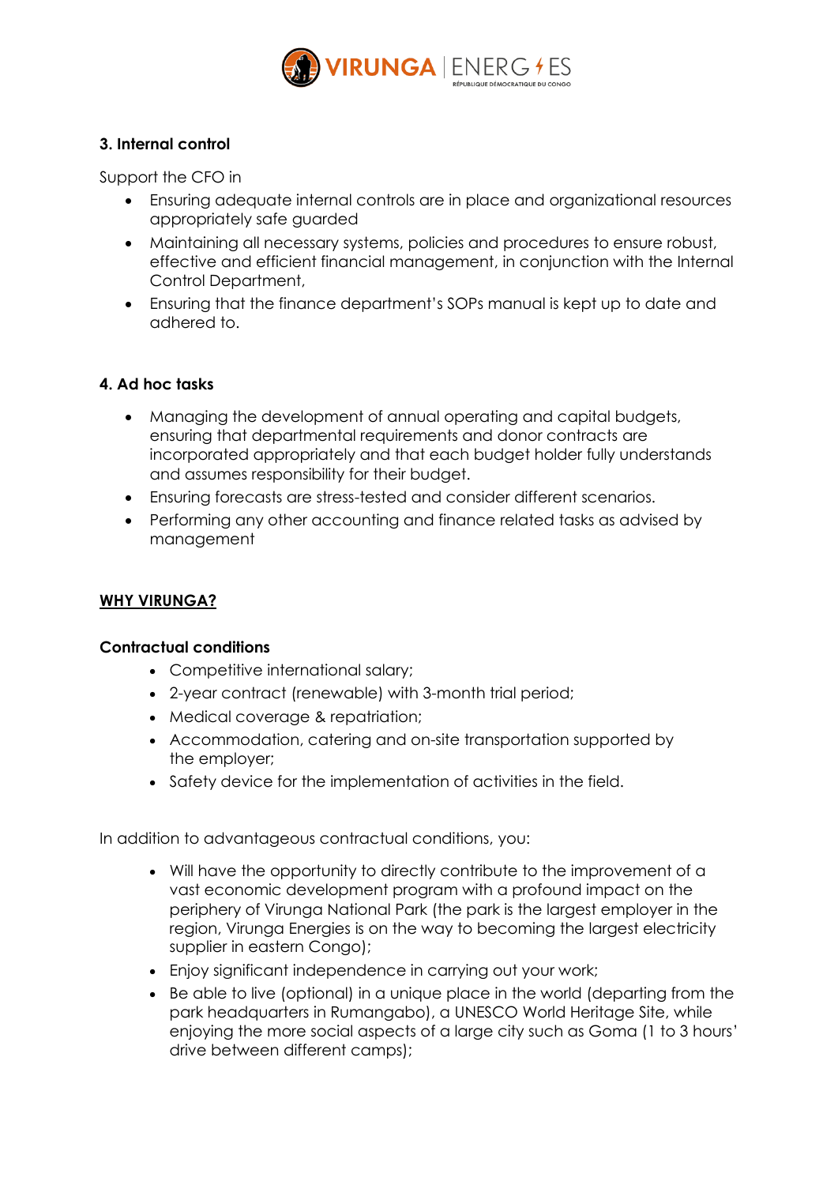### 3. Internal control

Support the CFO in

- Ensuring adequate internal controls are in place and organizational resources appropriately safe guarded
- Maintaining all necessary systems, policies and procedures to ensure robust, effective and efficient financial management, in conjunction with the Internal Control Department,
- Ensuring that the finance department's SOPs manual is kept up to date and adhered to.

### 4. Ad hoc tasks

- Managing the development of annual operating and capital budgets, ensuring that departmental requirements and donor contracts are incorporated appropriately and that each budget holder fully understands and assumes responsibility for their budget.
- Ensuring forecasts are stress-tested and consider different scenarios.
- Performing any other accounting and finance related tasks as advised by management

## WHY VIRUNGA?

### Contractual conditions

- Competitive international salary;
- 2-year contract (renewable) with 3-month trial period;
- Medical coverage & repatriation;
- Accommodation, catering and on-site transportation supported by the employer;
- Safety device for the implementation of activities in the field.

In addition to advantageous contractual conditions, you:

- Will have the opportunity to directly contribute to the improvement of a vast economic development program with a profound impact on the periphery of Virunga National Park (the park is the largest employer in the region, Virunga Energies is on the way to becoming the largest electricity supplier in eastern Congo);
- Enjoy significant independence in carrying out your work;
- Be able to live (optional) in a unique place in the world (departing from the park headquarters in Rumangabo), a UNESCO World Heritage Site, while enjoying the more social aspects of a large city such as Goma (1 to 3 hours' drive between different camps);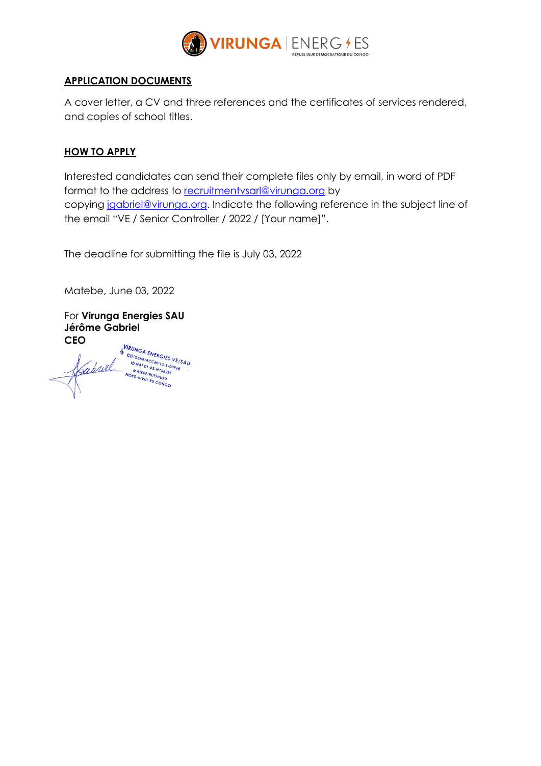## APPLICATION DOCUMENTS

A cover letter, a CV and three references and the certificates of services rendered, and copies of school titles.

## HOW TO APPLY

Interested candidates can send their complete files only by email, in word of PDF format to the address to recruitmentvsarl@virunga.org by copying jgabriel@virunga.org. Indicate the following reference in the subject line of the email "VE / Senior Controller / 2022 / [Your name]".

The deadline for submitting the file is July 03, 2022

Matebe, June 03, 2022

For **Virunga Energies SAU**
**Jérôme Gabriel**
**CEO**